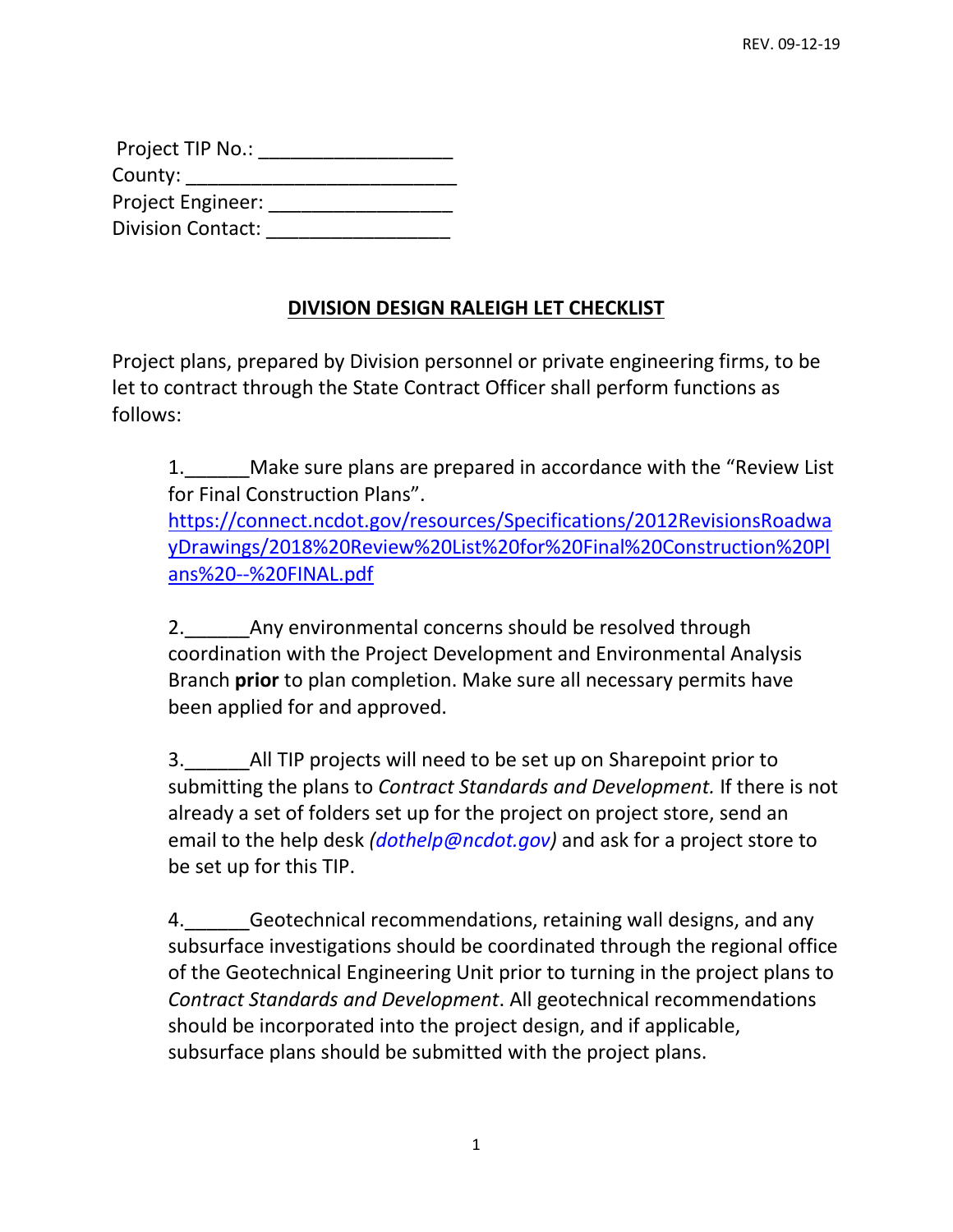Project TIP No.: __________________
County: __________________________
Project Engineer: _________________
Division Contact: _________________

## DIVISION DESIGN RALEIGH LET CHECKLIST

Project plans, prepared by Division personnel or private engineering firms, to be let to contract through the State Contract Officer shall perform functions as follows:

1.______Make sure plans are prepared in accordance with the "Review List for Final Construction Plans". https://connect.ncdot.gov/resources/Specifications/2012RevisionsRoadwayDrawings/2018%20Review%20List%20for%20Final%20Construction%20Plans%20--%20FINAL.pdf

2.______Any environmental concerns should be resolved through coordination with the Project Development and Environmental Analysis Branch **prior** to plan completion. Make sure all necessary permits have been applied for and approved.

3.______All TIP projects will need to be set up on Sharepoint prior to submitting the plans to *Contract Standards and Development.* If there is not already a set of folders set up for the project on project store, send an email to the help desk *(dothelp@ncdot.gov)* and ask for a project store to be set up for this TIP.

4.______Geotechnical recommendations, retaining wall designs, and any subsurface investigations should be coordinated through the regional office of the Geotechnical Engineering Unit prior to turning in the project plans to *Contract Standards and Development*. All geotechnical recommendations should be incorporated into the project design, and if applicable, subsurface plans should be submitted with the project plans.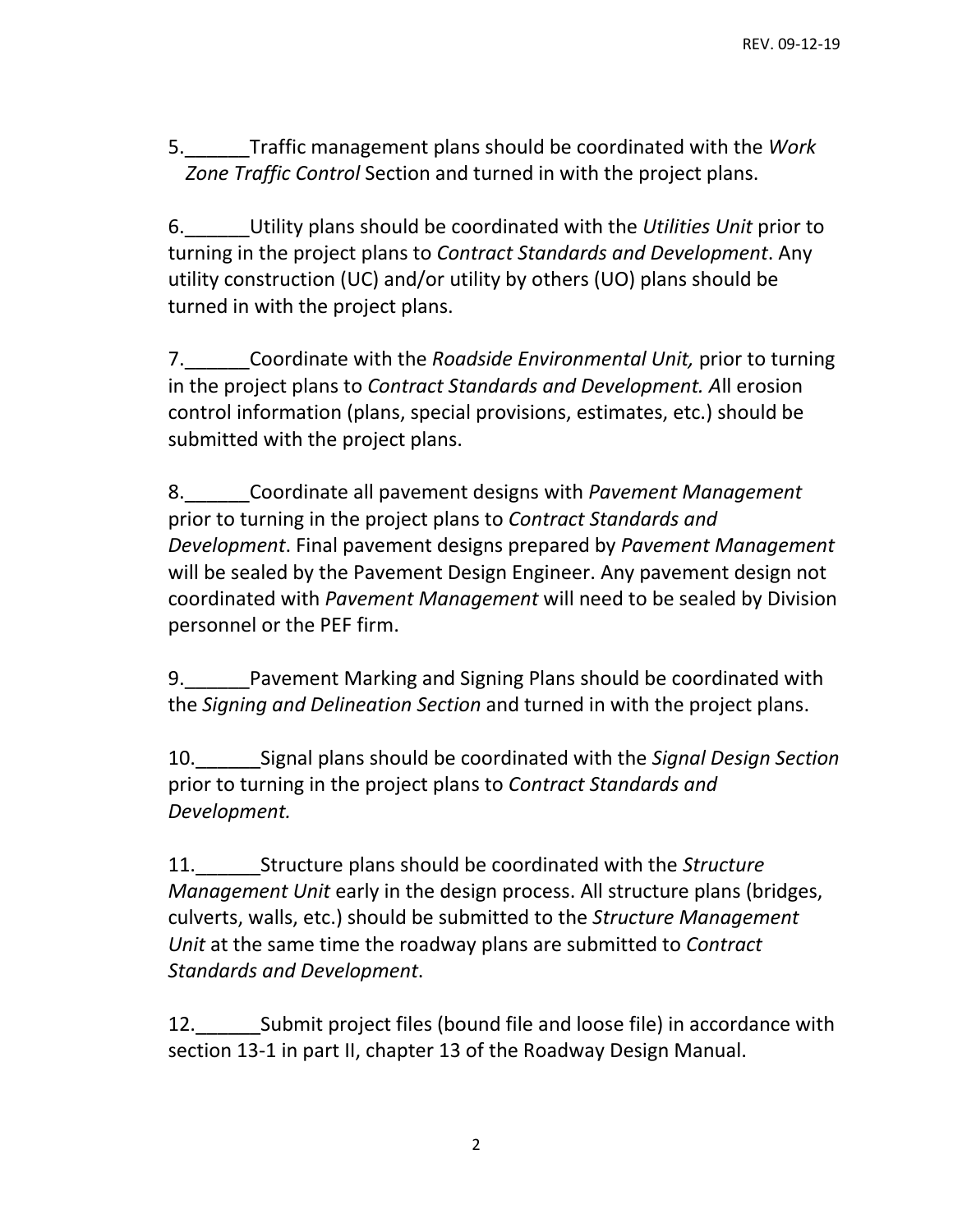5.______Traffic management plans should be coordinated with the *Work Zone Traffic Control* Section and turned in with the project plans.

6.______Utility plans should be coordinated with the *Utilities Unit* prior to turning in the project plans to *Contract Standards and Development*. Any utility construction (UC) and/or utility by others (UO) plans should be turned in with the project plans.

7.______Coordinate with the *Roadside Environmental Unit,* prior to turning in the project plans to *Contract Standards and Development. A*ll erosion control information (plans, special provisions, estimates, etc.) should be submitted with the project plans.

8.______Coordinate all pavement designs with *Pavement Management* prior to turning in the project plans to *Contract Standards and Development*. Final pavement designs prepared by *Pavement Management* will be sealed by the Pavement Design Engineer. Any pavement design not coordinated with *Pavement Management* will need to be sealed by Division personnel or the PEF firm.

9.______Pavement Marking and Signing Plans should be coordinated with the *Signing and Delineation Section* and turned in with the project plans.

10.______Signal plans should be coordinated with the *Signal Design Section* prior to turning in the project plans to *Contract Standards and Development.*

11.______Structure plans should be coordinated with the *Structure Management Unit* early in the design process. All structure plans (bridges, culverts, walls, etc.) should be submitted to the *Structure Management Unit* at the same time the roadway plans are submitted to *Contract Standards and Development*.

12.______Submit project files (bound file and loose file) in accordance with section 13-1 in part II, chapter 13 of the Roadway Design Manual.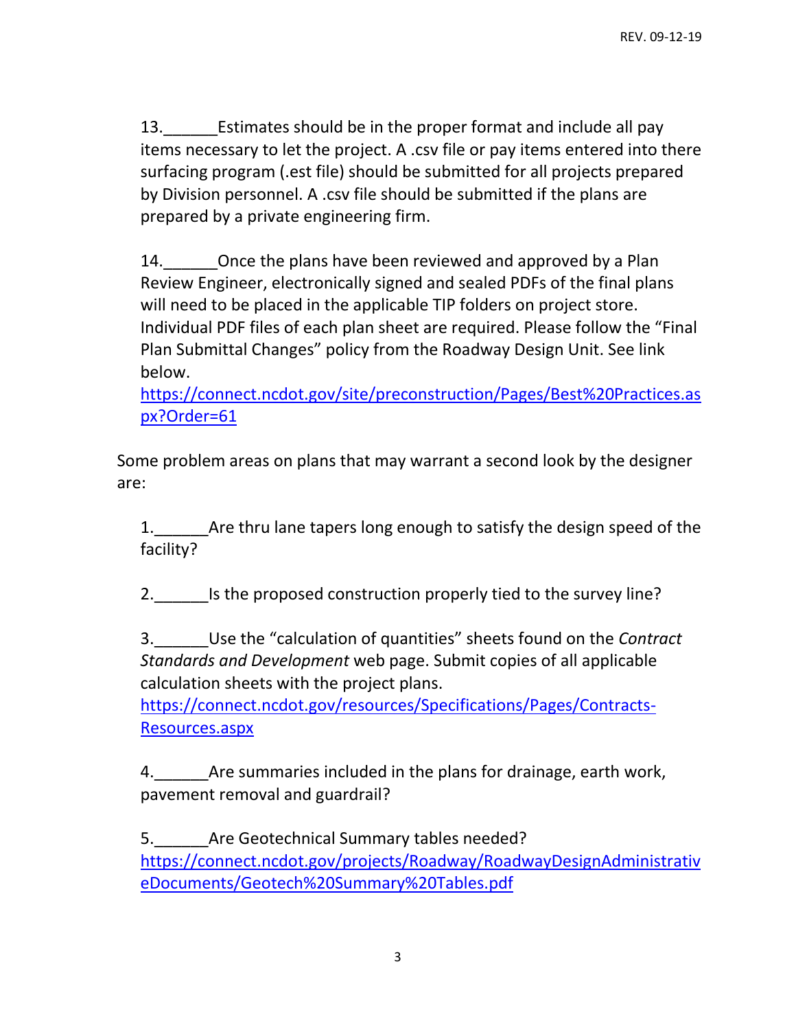13.______Estimates should be in the proper format and include all pay items necessary to let the project. A .csv file or pay items entered into there surfacing program (.est file) should be submitted for all projects prepared by Division personnel. A .csv file should be submitted if the plans are prepared by a private engineering firm.

14.______Once the plans have been reviewed and approved by a Plan Review Engineer, electronically signed and sealed PDFs of the final plans will need to be placed in the applicable TIP folders on project store. Individual PDF files of each plan sheet are required. Please follow the "Final Plan Submittal Changes" policy from the Roadway Design Unit. See link below.
https://connect.ncdot.gov/site/preconstruction/Pages/Best%20Practices.aspx?Order=61

Some problem areas on plans that may warrant a second look by the designer are:

1.______Are thru lane tapers long enough to satisfy the design speed of the facility?

2.______Is the proposed construction properly tied to the survey line?

3.______Use the "calculation of quantities" sheets found on the *Contract Standards and Development* web page. Submit copies of all applicable calculation sheets with the project plans.
https://connect.ncdot.gov/resources/Specifications/Pages/Contracts-Resources.aspx

4.______Are summaries included in the plans for drainage, earth work, pavement removal and guardrail?

5.______Are Geotechnical Summary tables needed?
https://connect.ncdot.gov/projects/Roadway/RoadwayDesignAdministrativeDocuments/Geotech%20Summary%20Tables.pdf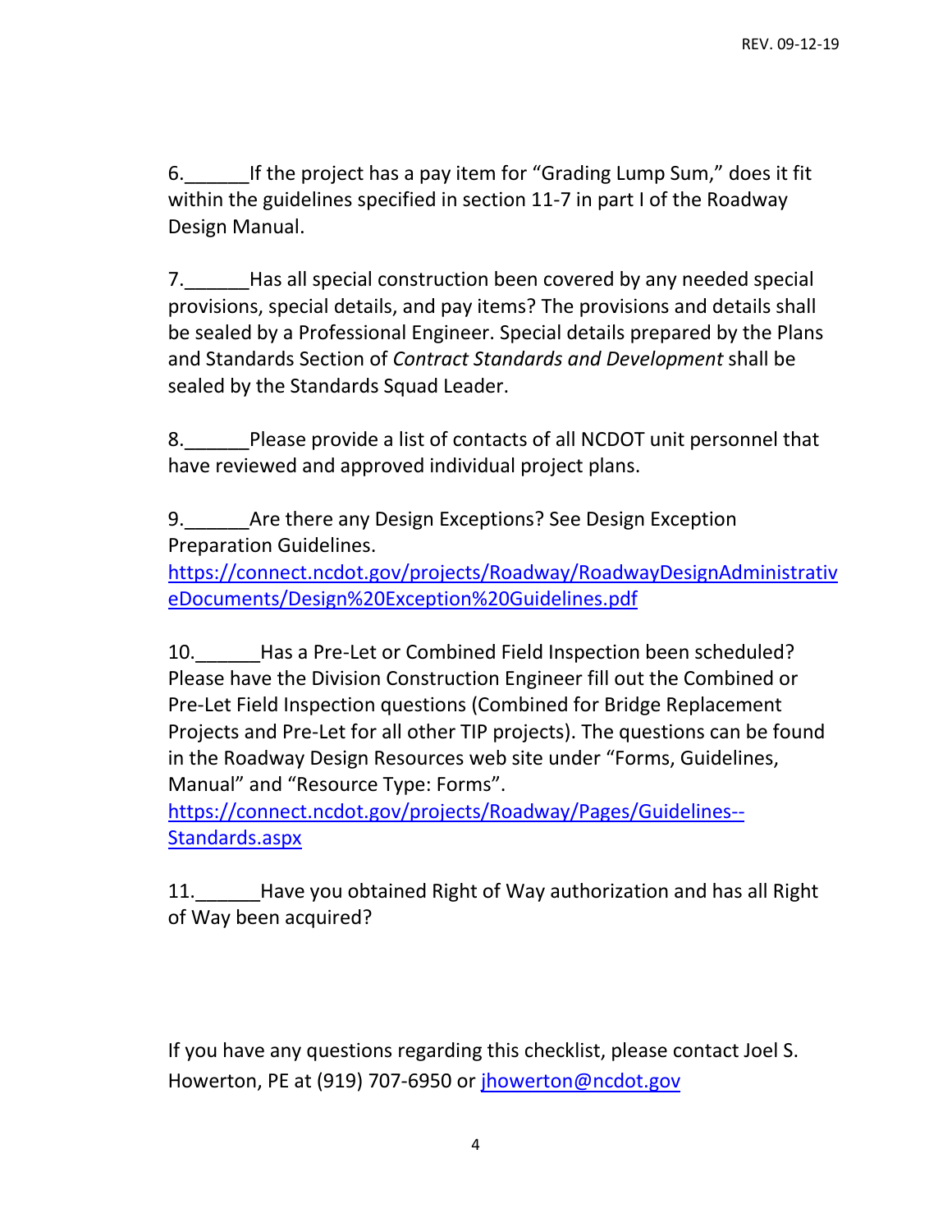6.______If the project has a pay item for "Grading Lump Sum," does it fit within the guidelines specified in section 11-7 in part I of the Roadway Design Manual.

7.______Has all special construction been covered by any needed special provisions, special details, and pay items? The provisions and details shall be sealed by a Professional Engineer. Special details prepared by the Plans and Standards Section of *Contract Standards and Development* shall be sealed by the Standards Squad Leader.

8.______Please provide a list of contacts of all NCDOT unit personnel that have reviewed and approved individual project plans.

9.______Are there any Design Exceptions? See Design Exception Preparation Guidelines.
https://connect.ncdot.gov/projects/Roadway/RoadwayDesignAdministrativeDocuments/Design%20Exception%20Guidelines.pdf

10.______Has a Pre-Let or Combined Field Inspection been scheduled? Please have the Division Construction Engineer fill out the Combined or Pre-Let Field Inspection questions (Combined for Bridge Replacement Projects and Pre-Let for all other TIP projects). The questions can be found in the Roadway Design Resources web site under "Forms, Guidelines, Manual" and "Resource Type: Forms".
https://connect.ncdot.gov/projects/Roadway/Pages/Guidelines--Standards.aspx

11.______Have you obtained Right of Way authorization and has all Right of Way been acquired?

If you have any questions regarding this checklist, please contact Joel S. Howerton, PE at (919) 707-6950 or jhowerton@ncdot.gov